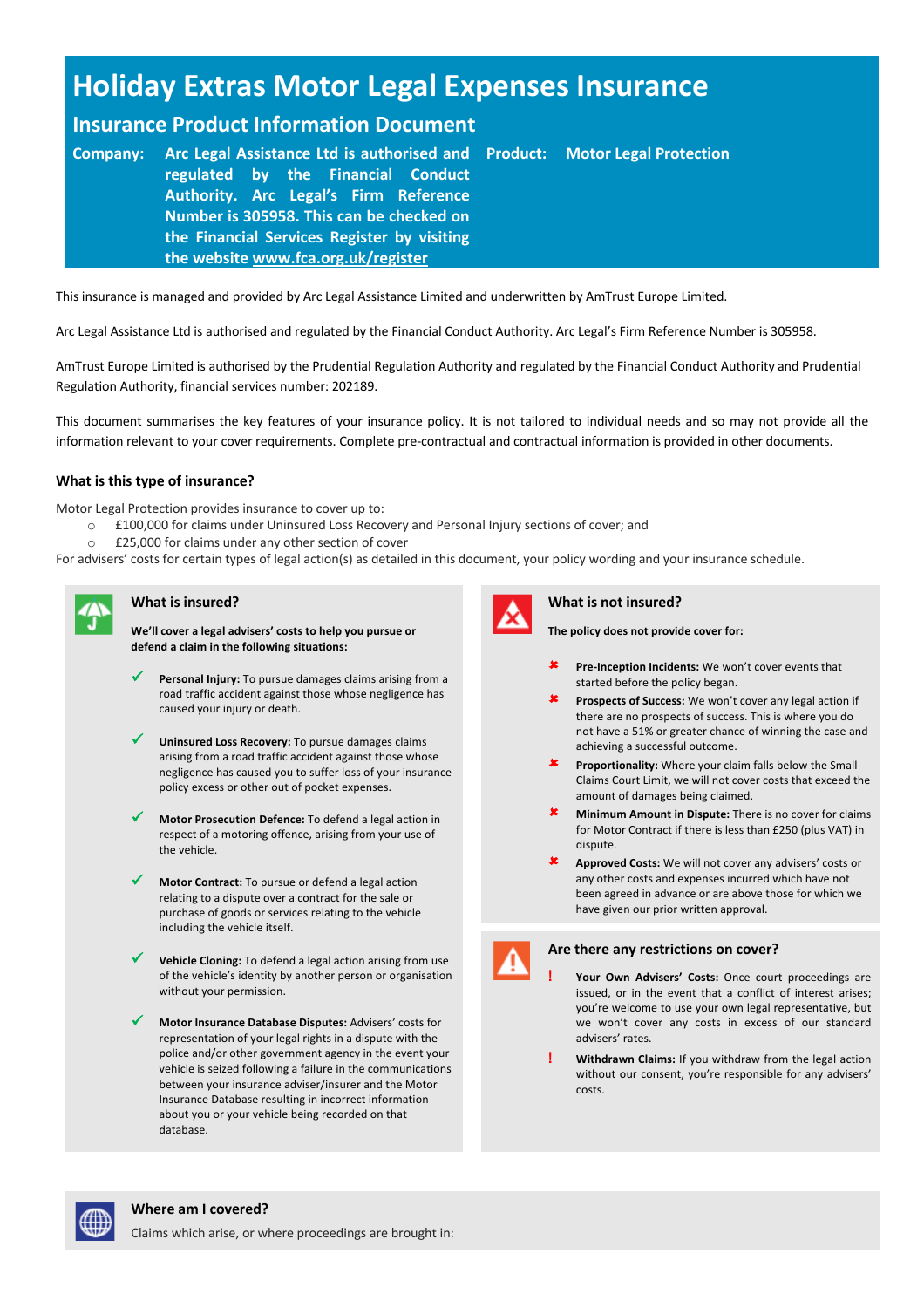# Holiday Extras Motor Legal Expenses Insurance

## Insurance Product Information Document

**Company:** Arc Legal Assistance Ltd is authorised and regulated by the Financial Conduct Authority. Arc Legal's Firm Reference Number is 305958. This can be checked on the Financial Services Register by visiting the website www.fca.org.uk/register

**Product:** Motor Legal Protection

This insurance is managed and provided by Arc Legal Assistance Limited and underwritten by AmTrust Europe Limited.

Arc Legal Assistance Ltd is authorised and regulated by the Financial Conduct Authority. Arc Legal's Firm Reference Number is 305958.

AmTrust Europe Limited is authorised by the Prudential Regulation Authority and regulated by the Financial Conduct Authority and Prudential Regulation Authority, financial services number: 202189.

This document summarises the key features of your insurance policy. It is not tailored to individual needs and so may not provide all the information relevant to your cover requirements. Complete pre-contractual and contractual information is provided in other documents.

### What is this type of insurance?

Motor Legal Protection provides insurance to cover up to:

- £100,000 for claims under Uninsured Loss Recovery and Personal Injury sections of cover; and
- £25,000 for claims under any other section of cover

For advisers' costs for certain types of legal action(s) as detailed in this document, your policy wording and your insurance schedule.

### What is insured?

**We'll cover a legal advisers' costs to help you pursue or defend a claim in the following situations:**

- ✔ **Personal Injury:** To pursue damages claims arising from a road traffic accident against those whose negligence has caused your injury or death.
- ✔ **Uninsured Loss Recovery:** To pursue damages claims arising from a road traffic accident against those whose negligence has caused you to suffer loss of your insurance policy excess or other out of pocket expenses.
- ✔ **Motor Prosecution Defence:** To defend a legal action in respect of a motoring offence, arising from your use of the vehicle.
- ✔ **Motor Contract:** To pursue or defend a legal action relating to a dispute over a contract for the sale or purchase of goods or services relating to the vehicle including the vehicle itself.
- ✔ **Vehicle Cloning:** To defend a legal action arising from use of the vehicle's identity by another person or organisation without your permission.
- ✔ **Motor Insurance Database Disputes:** Advisers' costs for representation of your legal rights in a dispute with the police and/or other government agency in the event your vehicle is seized following a failure in the communications between your insurance adviser/insurer and the Motor Insurance Database resulting in incorrect information about you or your vehicle being recorded on that database.

### What is not insured?

**The policy does not provide cover for:**

- ✘ **Pre-Inception Incidents:** We won't cover events that started before the policy began.
- ✘ **Prospects of Success:** We won't cover any legal action if there are no prospects of success. This is where you do not have a 51% or greater chance of winning the case and achieving a successful outcome.
- ✘ **Proportionality:** Where your claim falls below the Small Claims Court Limit, we will not cover costs that exceed the amount of damages being claimed.
- ✘ **Minimum Amount in Dispute:** There is no cover for claims for Motor Contract if there is less than £250 (plus VAT) in dispute.
- ✘ **Approved Costs:** We will not cover any advisers' costs or any other costs and expenses incurred which have not been agreed in advance or are above those for which we have given our prior written approval.

### Are there any restrictions on cover?

- ! **Your Own Advisers' Costs:** Once court proceedings are issued, or in the event that a conflict of interest arises; you're welcome to use your own legal representative, but we won't cover any costs in excess of our standard advisers' rates.
- ! **Withdrawn Claims:** If you withdraw from the legal action without our consent, you're responsible for any advisers' costs.

### Where am I covered?

Claims which arise, or where proceedings are brought in: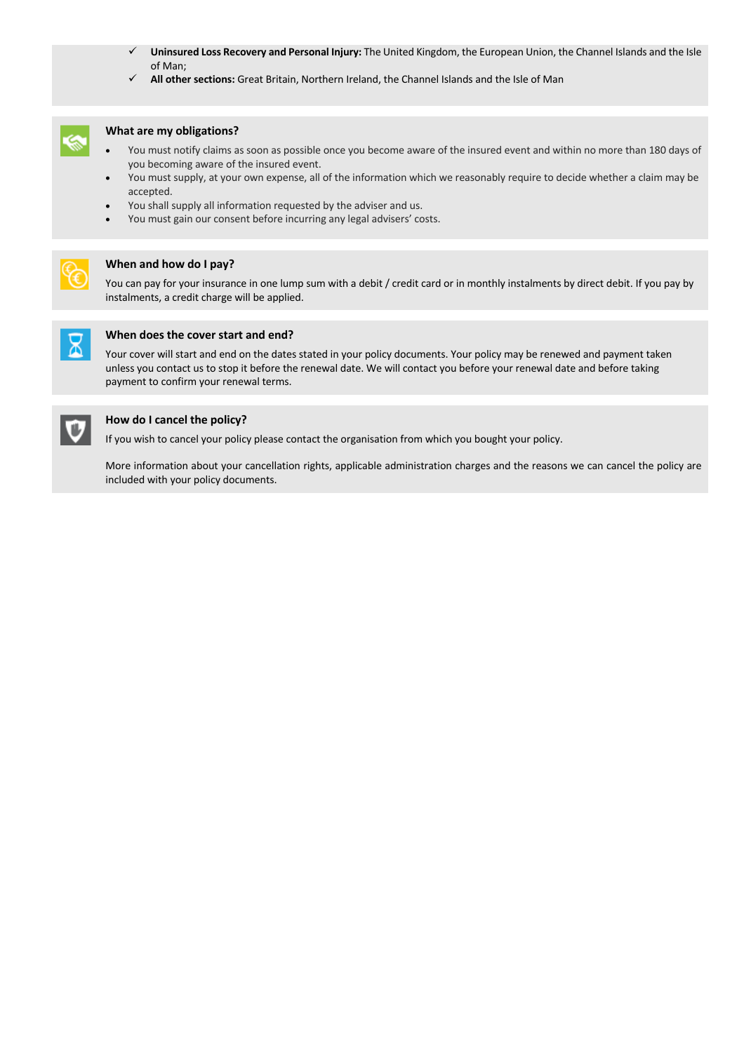- ✓ **Uninsured Loss Recovery and Personal Injury:** The United Kingdom, the European Union, the Channel Islands and the Isle of Man;
- ✓ **All other sections:** Great Britain, Northern Ireland, the Channel Islands and the Isle of Man

### What are my obligations?

- You must notify claims as soon as possible once you become aware of the insured event and within no more than 180 days of you becoming aware of the insured event.
- You must supply, at your own expense, all of the information which we reasonably require to decide whether a claim may be accepted.
- You shall supply all information requested by the adviser and us.
- You must gain our consent before incurring any legal advisers' costs.

### When and how do I pay?

You can pay for your insurance in one lump sum with a debit / credit card or in monthly instalments by direct debit. If you pay by instalments, a credit charge will be applied.

### When does the cover start and end?

Your cover will start and end on the dates stated in your policy documents. Your policy may be renewed and payment taken unless you contact us to stop it before the renewal date. We will contact you before your renewal date and before taking payment to confirm your renewal terms.

### How do I cancel the policy?

If you wish to cancel your policy please contact the organisation from which you bought your policy.

More information about your cancellation rights, applicable administration charges and the reasons we can cancel the policy are included with your policy documents.